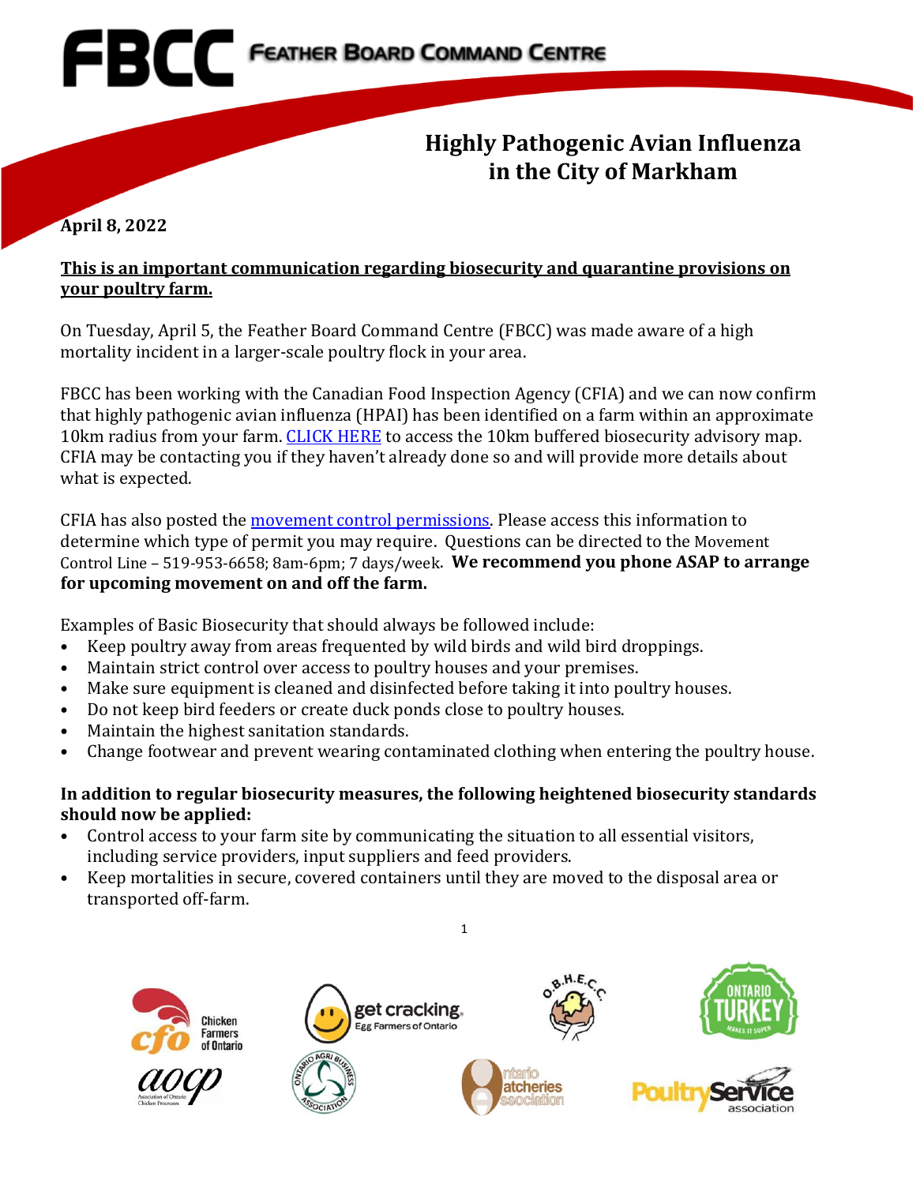# FBCC Feather Board Command Centre

## Highly Pathogenic Avian Influenza in the City of Markham

**April 8, 2022**

**This is an important communication regarding biosecurity and quarantine provisions on your poultry farm.**

On Tuesday, April 5, the Feather Board Command Centre (FBCC) was made aware of a high mortality incident in a larger-scale poultry flock in your area.

FBCC has been working with the Canadian Food Inspection Agency (CFIA) and we can now confirm that highly pathogenic avian influenza (HPAI) has been identified on a farm within an approximate 10km radius from your farm. CLICK HERE to access the 10km buffered biosecurity advisory map. CFIA may be contacting you if they haven't already done so and will provide more details about what is expected.

CFIA has also posted the movement control permissions. Please access this information to determine which type of permit you may require. Questions can be directed to the Movement Control Line – 519-953-6658; 8am-6pm; 7 days/week. **We recommend you phone ASAP to arrange for upcoming movement on and off the farm.**

Examples of Basic Biosecurity that should always be followed include:

- Keep poultry away from areas frequented by wild birds and wild bird droppings.
- Maintain strict control over access to poultry houses and your premises.
- Make sure equipment is cleaned and disinfected before taking it into poultry houses.
- Do not keep bird feeders or create duck ponds close to poultry houses.
- Maintain the highest sanitation standards.
- Change footwear and prevent wearing contaminated clothing when entering the poultry house.

**In addition to regular biosecurity measures, the following heightened biosecurity standards should now be applied:**

- Control access to your farm site by communicating the situation to all essential visitors, including service providers, input suppliers and feed providers.
- Keep mortalities in secure, covered containers until they are moved to the disposal area or transported off-farm.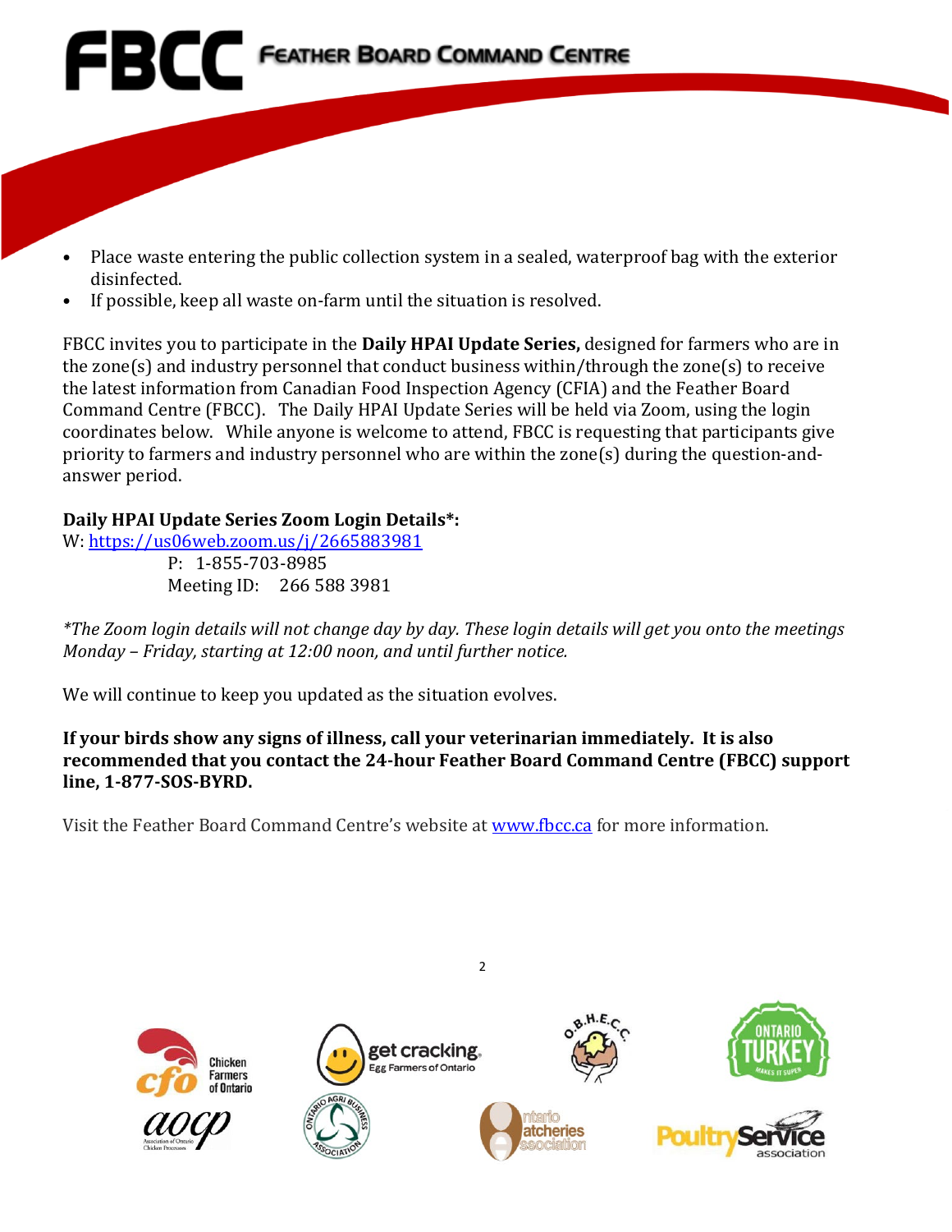- Place waste entering the public collection system in a sealed, waterproof bag with the exterior disinfected.
- If possible, keep all waste on-farm until the situation is resolved.

FBCC invites you to participate in the **Daily HPAI Update Series,** designed for farmers who are in the zone(s) and industry personnel that conduct business within/through the zone(s) to receive the latest information from Canadian Food Inspection Agency (CFIA) and the Feather Board Command Centre (FBCC). The Daily HPAI Update Series will be held via Zoom, using the login coordinates below. While anyone is welcome to attend, FBCC is requesting that participants give priority to farmers and industry personnel who are within the zone(s) during the question-and-answer period.

**Daily HPAI Update Series Zoom Login Details*:**
W: https://us06web.zoom.us/j/2665883981
P: 1-855-703-8985
Meeting ID: 266 588 3981

*\*The Zoom login details will not change day by day. These login details will get you onto the meetings Monday – Friday, starting at 12:00 noon, and until further notice.*

We will continue to keep you updated as the situation evolves.

**If your birds show any signs of illness, call your veterinarian immediately. It is also recommended that you contact the 24-hour Feather Board Command Centre (FBCC) support line, 1-877-SOS-BYRD.**

Visit the Feather Board Command Centre's website at www.fbcc.ca for more information.